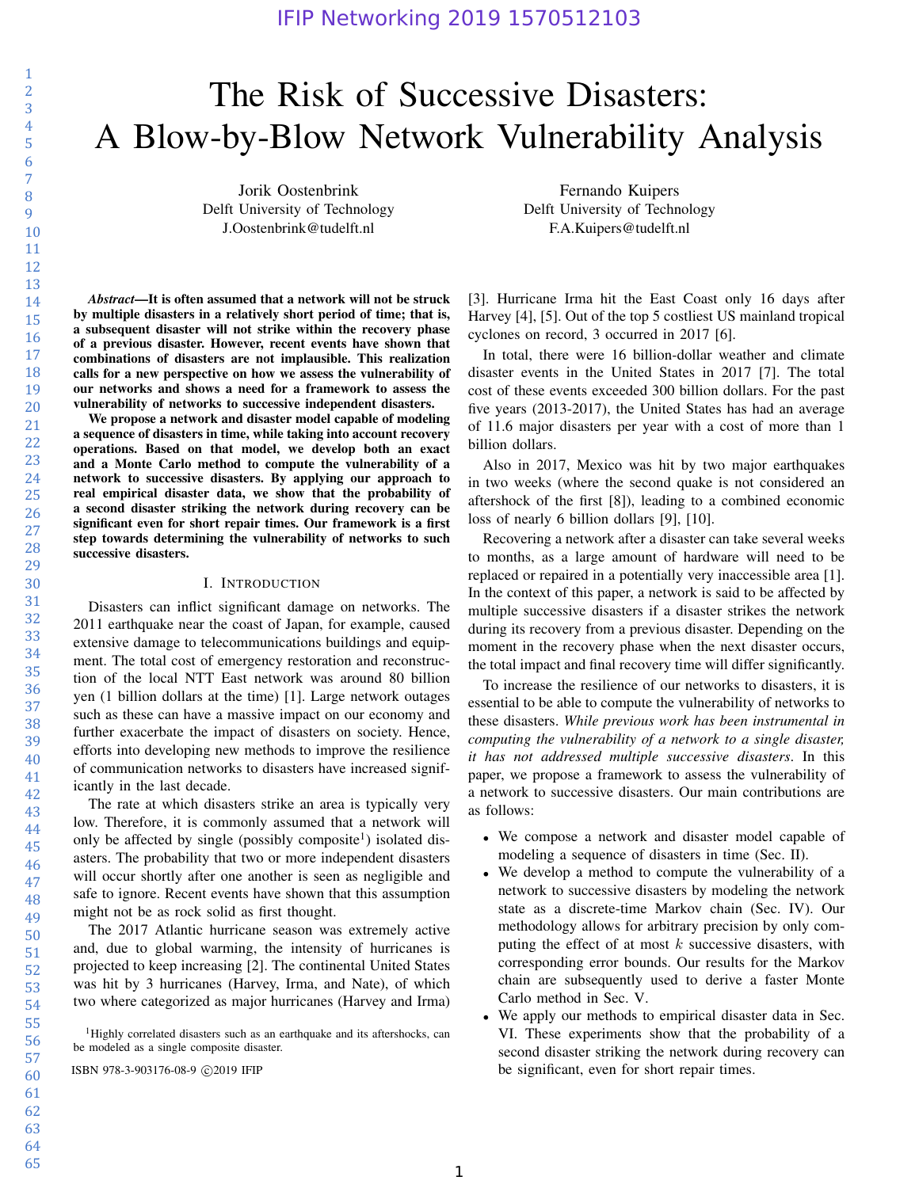# The Risk of Successive Disasters: A Blow-by-Blow Network Vulnerability Analysis

Jorik Oostenbrink
Delft University of Technology
J.Oostenbrink@tudelft.nl

Fernando Kuipers
Delft University of Technology
F.A.Kuipers@tudelft.nl

***Abstract*—It is often assumed that a network will not be struck by multiple disasters in a relatively short period of time; that is, a subsequent disaster will not strike within the recovery phase of a previous disaster. However, recent events have shown that combinations of disasters are not implausible. This realization calls for a new perspective on how we assess the vulnerability of our networks and shows a need for a framework to assess the vulnerability of networks to successive independent disasters.**

**We propose a network and disaster model capable of modeling a sequence of disasters in time, while taking into account recovery operations. Based on that model, we develop both an exact and a Monte Carlo method to compute the vulnerability of a network to successive disasters. By applying our approach to real empirical disaster data, we show that the probability of a second disaster striking the network during recovery can be significant even for short repair times. Our framework is a first step towards determining the vulnerability of networks to such successive disasters.**

## I. Introduction

Disasters can inflict significant damage on networks. The 2011 earthquake near the coast of Japan, for example, caused extensive damage to telecommunications buildings and equipment. The total cost of emergency restoration and reconstruction of the local NTT East network was around 80 billion yen (1 billion dollars at the time) [1]. Large network outages such as these can have a massive impact on our economy and further exacerbate the impact of disasters on society. Hence, efforts into developing new methods to improve the resilience of communication networks to disasters have increased significantly in the last decade.

The rate at which disasters strike an area is typically very low. Therefore, it is commonly assumed that a network will only be affected by single (possibly composite[1]) isolated disasters. The probability that two or more independent disasters will occur shortly after one another is seen as negligible and safe to ignore. Recent events have shown that this assumption might not be as rock solid as first thought.

The 2017 Atlantic hurricane season was extremely active and, due to global warming, the intensity of hurricanes is projected to keep increasing [2]. The continental United States was hit by 3 hurricanes (Harvey, Irma, and Nate), of which two where categorized as major hurricanes (Harvey and Irma) [3]. Hurricane Irma hit the East Coast only 16 days after Harvey [4], [5]. Out of the top 5 costliest US mainland tropical cyclones on record, 3 occurred in 2017 [6].

In total, there were 16 billion-dollar weather and climate disaster events in the United States in 2017 [7]. The total cost of these events exceeded 300 billion dollars. For the past five years (2013-2017), the United States has had an average of 11.6 major disasters per year with a cost of more than 1 billion dollars.

Also in 2017, Mexico was hit by two major earthquakes in two weeks (where the second quake is not considered an aftershock of the first [8]), leading to a combined economic loss of nearly 6 billion dollars [9], [10].

Recovering a network after a disaster can take several weeks to months, as a large amount of hardware will need to be replaced or repaired in a potentially very inaccessible area [1]. In the context of this paper, a network is said to be affected by multiple successive disasters if a disaster strikes the network during its recovery from a previous disaster. Depending on the moment in the recovery phase when the next disaster occurs, the total impact and final recovery time will differ significantly.

To increase the resilience of our networks to disasters, it is essential to be able to compute the vulnerability of networks to these disasters. *While previous work has been instrumental in computing the vulnerability of a network to a single disaster, it has not addressed multiple successive disasters*. In this paper, we propose a framework to assess the vulnerability of a network to successive disasters. Our main contributions are as follows:

- We compose a network and disaster model capable of modeling a sequence of disasters in time (Sec. II).
- We develop a method to compute the vulnerability of a network to successive disasters by modeling the network state as a discrete-time Markov chain (Sec. IV). Our methodology allows for arbitrary precision by only computing the effect of at most $k$ successive disasters, with corresponding error bounds. Our results for the Markov chain are subsequently used to derive a faster Monte Carlo method in Sec. V.
- We apply our methods to empirical disaster data in Sec. VI. These experiments show that the probability of a second disaster striking the network during recovery can be significant, even for short repair times.

[1]Highly correlated disasters such as an earthquake and its aftershocks, can be modeled as a single composite disaster.

ISBN 978-3-903176-08-9 ©2019 IFIP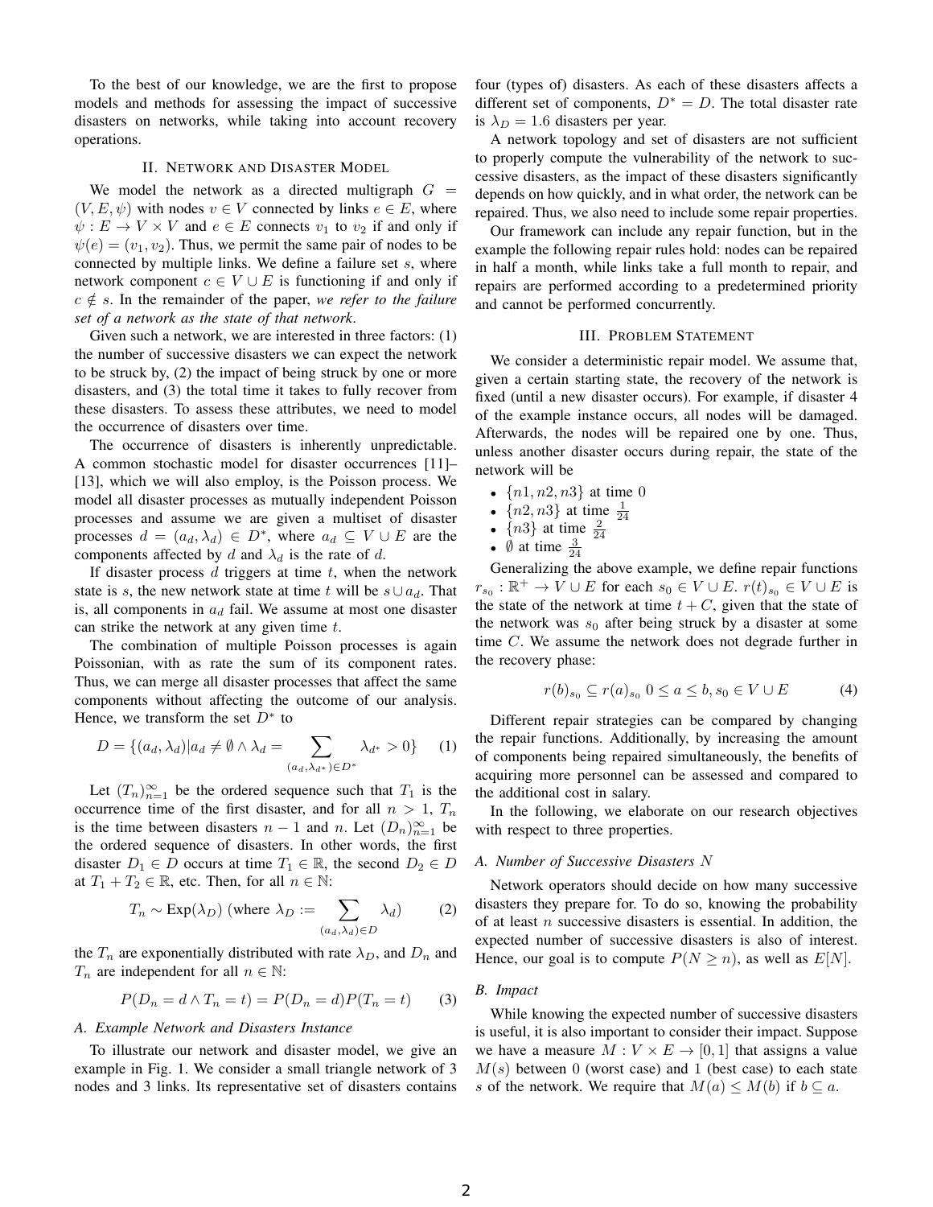To the best of our knowledge, we are the first to propose models and methods for assessing the impact of successive disasters on networks, while taking into account recovery operations.

## II. Network and Disaster Model

We model the network as a directed multigraph $G = (V, E, \psi)$ with nodes $v \in V$ connected by links $e \in E$, where $\psi : E \rightarrow V \times V$ and $e \in E$ connects $v_1$ to $v_2$ if and only if $\psi(e) = (v_1, v_2)$. Thus, we permit the same pair of nodes to be connected by multiple links. We define a failure set $s$, where network component $c \in V \cup E$ is functioning if and only if $c \notin s$. In the remainder of the paper, *we refer to the failure set of a network as the state of that network*.

Given such a network, we are interested in three factors: (1) the number of successive disasters we can expect the network to be struck by, (2) the impact of being struck by one or more disasters, and (3) the total time it takes to fully recover from these disasters. To assess these attributes, we need to model the occurrence of disasters over time.

The occurrence of disasters is inherently unpredictable. A common stochastic model for disaster occurrences [11]–[13], which we will also employ, is the Poisson process. We model all disaster processes as mutually independent Poisson processes and assume we are given a multiset of disaster processes $d = (a_d, \lambda_d) \in D^*$, where $a_d \subseteq V \cup E$ are the components affected by $d$ and $\lambda_d$ is the rate of $d$.

If disaster process $d$ triggers at time $t$, when the network state is $s$, the new network state at time $t$ will be $s \cup a_d$. That is, all components in $a_d$ fail. We assume at most one disaster can strike the network at any given time $t$.

The combination of multiple Poisson processes is again Poissonian, with as rate the sum of its component rates. Thus, we can merge all disaster processes that affect the same components without affecting the outcome of our analysis. Hence, we transform the set $D^*$ to

$$D = \{(a_d, \lambda_d) | a_d \neq \emptyset \wedge \lambda_d = \sum_{(a_d, \lambda_{d^*}) \in D^*} \lambda_{d^*} > 0\} \quad (1)$$

Let $(T_n)_{n=1}^{\infty}$ be the ordered sequence such that $T_1$ is the occurrence time of the first disaster, and for all $n > 1$, $T_n$ is the time between disasters $n-1$ and $n$. Let $(D_n)_{n=1}^{\infty}$ be the ordered sequence of disasters. In other words, the first disaster $D_1 \in D$ occurs at time $T_1 \in \mathbb{R}$, the second $D_2 \in D$ at $T_1 + T_2 \in \mathbb{R}$, etc. Then, for all $n \in \mathbb{N}$:

$$T_n \sim \text{Exp}(\lambda_D) \text{ (where } \lambda_D := \sum_{(a_d, \lambda_d) \in D} \lambda_d) \quad (2)$$

the $T_n$ are exponentially distributed with rate $\lambda_D$, and $D_n$ and $T_n$ are independent for all $n \in \mathbb{N}$:

$$P(D_n = d \wedge T_n = t) = P(D_n = d) P(T_n = t) \quad (3)$$

### A. Example Network and Disasters Instance

To illustrate our network and disaster model, we give an example in Fig. 1. We consider a small triangle network of 3 nodes and 3 links. Its representative set of disasters contains four (types of) disasters. As each of these disasters affects a different set of components, $D^* = D$. The total disaster rate is $\lambda_D = 1.6$ disasters per year.

A network topology and set of disasters are not sufficient to properly compute the vulnerability of the network to successive disasters, as the impact of these disasters significantly depends on how quickly, and in what order, the network can be repaired. Thus, we also need to include some repair properties.

Our framework can include any repair function, but in the example the following repair rules hold: nodes can be repaired in half a month, while links take a full month to repair, and repairs are performed according to a predetermined priority and cannot be performed concurrently.

## III. Problem Statement

We consider a deterministic repair model. We assume that, given a certain starting state, the recovery of the network is fixed (until a new disaster occurs). For example, if disaster 4 of the example instance occurs, all nodes will be damaged. Afterwards, the nodes will be repaired one by one. Thus, unless another disaster occurs during repair, the state of the network will be

- $\{n1, n2, n3\}$ at time $0$
- $\{n2, n3\}$ at time $\frac{1}{24}$
- $\{n3\}$ at time $\frac{2}{24}$
- $\emptyset$ at time $\frac{3}{24}$

Generalizing the above example, we define repair functions $r_{s_0} : \mathbb{R}^+ \rightarrow V \cup E$ for each $s_0 \in V \cup E$. $r(t)_{s_0} \in V \cup E$ is the state of the network at time $t + C$, given that the state of the network was $s_0$ after being struck by a disaster at some time $C$. We assume the network does not degrade further in the recovery phase:

$$r(b)_{s_0} \subseteq r(a)_{s_0} \; 0 \leq a \leq b, s_0 \in V \cup E \quad (4)$$

Different repair strategies can be compared by changing the repair functions. Additionally, by increasing the amount of components being repaired simultaneously, the benefits of acquiring more personnel can be assessed and compared to the additional cost in salary.

In the following, we elaborate on our research objectives with respect to three properties.

### A. Number of Successive Disasters $N$

Network operators should decide on how many successive disasters they prepare for. To do so, knowing the probability of at least $n$ successive disasters is essential. In addition, the expected number of successive disasters is also of interest. Hence, our goal is to compute $P(N \geq n)$, as well as $E[N]$.

### B. Impact

While knowing the expected number of successive disasters is useful, it is also important to consider their impact. Suppose we have a measure $M : V \times E \rightarrow [0, 1]$ that assigns a value $M(s)$ between 0 (worst case) and 1 (best case) to each state $s$ of the network. We require that $M(a) \leq M(b)$ if $b \subseteq a$.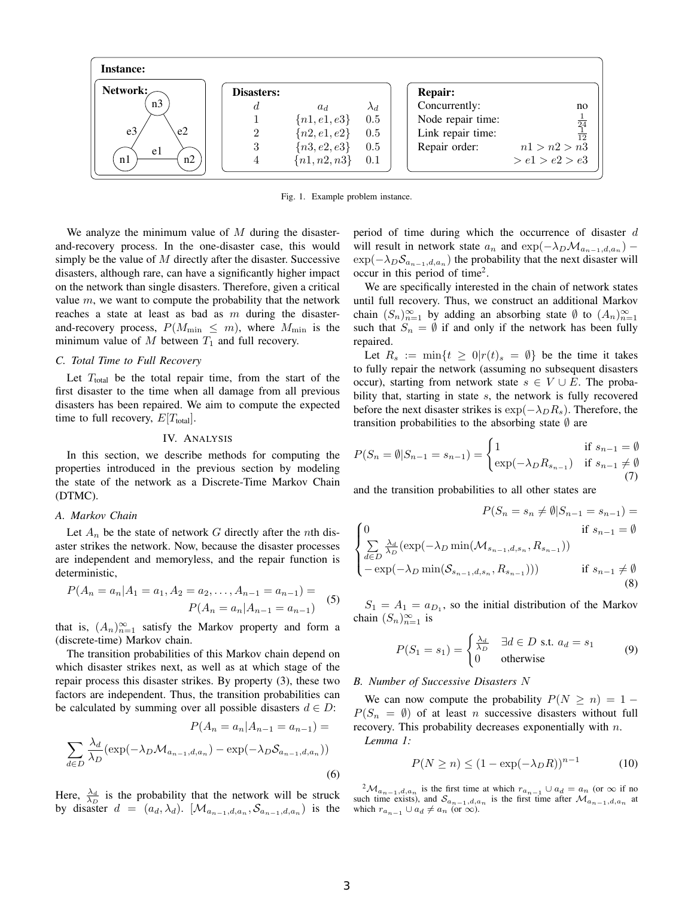**Instance:**

**Network:** (triangle with nodes n1, n2, n3; edges e1 between n1 and n2, e2 between n2 and n3, e3 between n1 and n3)

**Disasters:**

| $d$ | $a_d$ | $\lambda_d$ |
|---|---|---|
| 1 | $\{n1, e1, e3\}$ | 0.5 |
| 2 | $\{n2, e1, e2\}$ | 0.5 |
| 3 | $\{n3, e2, e3\}$ | 0.5 |
| 4 | $\{n1, n2, n3\}$ | 0.1 |

**Repair:**

| | |
|---|---|
| Concurrently: | no |
| Node repair time: | $\frac{1}{24}$ |
| Link repair time: | $\frac{1}{12}$ |
| Repair order: | $n1 > n2 > n3 > e1 > e2 > e3$ |

Fig. 1. Example problem instance.

We analyze the minimum value of $M$ during the disaster-and-recovery process. In the one-disaster case, this would simply be the value of $M$ directly after the disaster. Successive disasters, although rare, can have a significantly higher impact on the network than single disasters. Therefore, given a critical value $m$, we want to compute the probability that the network reaches a state at least as bad as $m$ during the disaster-and-recovery process, $P(M_{\min} \leq m)$, where $M_{\min}$ is the minimum value of $M$ between $T_1$ and full recovery.

### C. Total Time to Full Recovery

Let $T_{\text{total}}$ be the total repair time, from the start of the first disaster to the time when all damage from all previous disasters has been repaired. We aim to compute the expected time to full recovery, $E[T_{\text{total}}]$.

## IV. Analysis

In this section, we describe methods for computing the properties introduced in the previous section by modeling the state of the network as a Discrete-Time Markov Chain (DTMC).

### A. Markov Chain

Let $A_n$ be the state of network $G$ directly after the $n$th disaster strikes the network. Now, because the disaster processes are independent and memoryless, and the repair function is deterministic,

$$P(A_n = a_n | A_1 = a_1, A_2 = a_2, \ldots, A_{n-1} = a_{n-1}) = P(A_n = a_n | A_{n-1} = a_{n-1}) \tag{5}$$

that is, $(A_n)_{n=1}^{\infty}$ satisfy the Markov property and form a (discrete-time) Markov chain.

The transition probabilities of this Markov chain depend on which disaster strikes next, as well as at which stage of the repair process this disaster strikes. By property (3), these two factors are independent. Thus, the transition probabilities can be calculated by summing over all possible disasters $d \in D$:

$$P(A_n = a_n | A_{n-1} = a_{n-1}) = \sum_{d \in D} \frac{\lambda_d}{\lambda_D} (\exp(-\lambda_D \mathcal{M}_{a_{n-1},d,a_n}) - \exp(-\lambda_D \mathcal{S}_{a_{n-1},d,a_n})) \tag{6}$$

Here, $\frac{\lambda_d}{\lambda_D}$ is the probability that the network will be struck by disaster $d = (a_d, \lambda_d)$. $[\mathcal{M}_{a_{n-1},d,a_n}, \mathcal{S}_{a_{n-1},d,a_n})$ is the period of time during which the occurrence of disaster $d$ will result in network state $a_n$ and $\exp(-\lambda_D \mathcal{M}_{a_{n-1},d,a_n}) - \exp(-\lambda_D \mathcal{S}_{a_{n-1},d,a_n})$ the probability that the next disaster will occur in this period of time[2].

We are specifically interested in the chain of network states until full recovery. Thus, we construct an additional Markov chain $(S_n)_{n=1}^{\infty}$ by adding an absorbing state $\emptyset$ to $(A_n)_{n=1}^{\infty}$ such that $S_n = \emptyset$ if and only if the network has been fully repaired.

Let $R_s := \min\{t \geq 0 | r(t)_s = \emptyset\}$ be the time it takes to fully repair the network (assuming no subsequent disasters occur), starting from network state $s \in V \cup E$. The probability that, starting in state $s$, the network is fully recovered before the next disaster strikes is $\exp(-\lambda_D R_s)$. Therefore, the transition probabilities to the absorbing state $\emptyset$ are

$$P(S_n = \emptyset | S_{n-1} = s_{n-1}) = \begin{cases} 1 & \text{if } s_{n-1} = \emptyset \\ \exp(-\lambda_D R_{s_{n-1}}) & \text{if } s_{n-1} \neq \emptyset \end{cases} \tag{7}$$

and the transition probabilities to all other states are

$$P(S_n = s_n \neq \emptyset | S_{n-1} = s_{n-1}) = \begin{cases} 0 & \text{if } s_{n-1} = \emptyset \\ \sum\limits_{d \in D} \frac{\lambda_d}{\lambda_D} (\exp(-\lambda_D \min(\mathcal{M}_{s_{n-1},d,s_n}, R_{s_{n-1}})) \\ - \exp(-\lambda_D \min(\mathcal{S}_{s_{n-1},d,s_n}, R_{s_{n-1}}))) & \text{if } s_{n-1} \neq \emptyset \end{cases} \tag{8}$$

$S_1 = A_1 = a_{D_1}$, so the initial distribution of the Markov chain $(S_n)_{n=1}^{\infty}$ is

$$P(S_1 = s_1) = \begin{cases} \frac{\lambda_d}{\lambda_D} & \exists d \in D \text{ s.t. } a_d = s_1 \\ 0 & \text{otherwise} \end{cases} \tag{9}$$

### B. Number of Successive Disasters $N$

We can now compute the probability $P(N \geq n) = 1 - P(S_n = \emptyset)$ of at least $n$ successive disasters without full recovery. This probability decreases exponentially with $n$.

*Lemma 1:*

$$P(N \geq n) \leq (1 - \exp(-\lambda_D R))^{n-1} \tag{10}$$

[2] $\mathcal{M}_{a_{n-1},d,a_n}$ is the first time at which $r_{a_{n-1}} \cup a_d = a_n$ (or $\infty$ if no such time exists), and $\mathcal{S}_{a_{n-1},d,a_n}$ is the first time after $\mathcal{M}_{a_{n-1},d,a_n}$ at which $r_{a_{n-1}} \cup a_d \neq a_n$ (or $\infty$).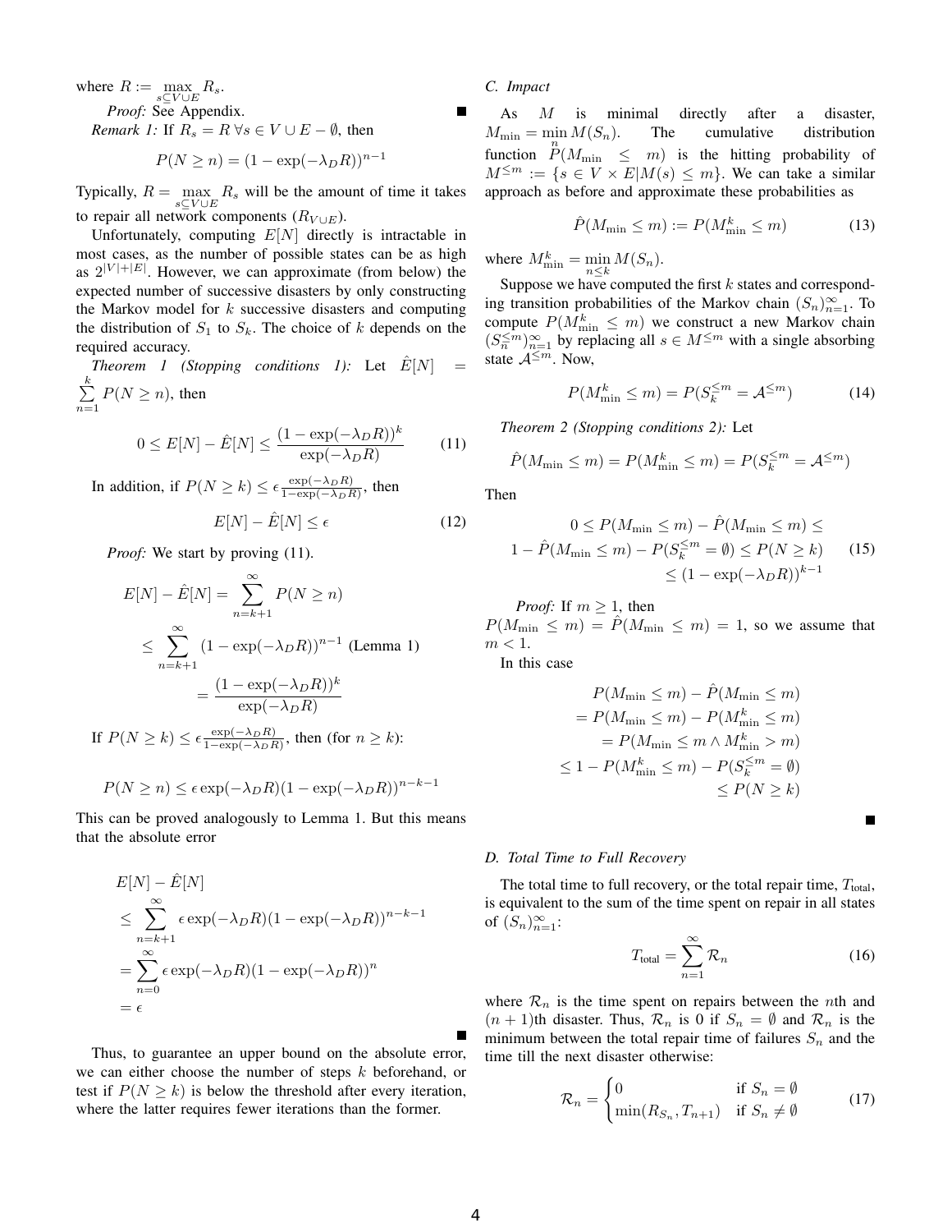where $R := \max_{s \subseteq V \cup E} R_s$.

*Proof:* See Appendix. ∎

*Remark 1:* If $R_s = R \; \forall s \in V \cup E - \emptyset$, then

$$P(N \geq n) = (1 - \exp(-\lambda_D R))^{n-1}$$

Typically, $R = \max_{s \subseteq V \cup E} R_s$ will be the amount of time it takes to repair all network components ($R_{V \cup E}$).

Unfortunately, computing $E[N]$ directly is intractable in most cases, as the number of possible states can be as high as $2^{|V|+|E|}$. However, we can approximate (from below) the expected number of successive disasters by only constructing the Markov model for $k$ successive disasters and computing the distribution of $S_1$ to $S_k$. The choice of $k$ depends on the required accuracy.

*Theorem 1 (Stopping conditions 1):* Let $\hat{E}[N] = \sum_{n=1}^{k} P(N \geq n)$, then

$$0 \leq E[N] - \hat{E}[N] \leq \frac{(1 - \exp(-\lambda_D R))^k}{\exp(-\lambda_D R)} \tag{11}$$

In addition, if $P(N \geq k) \leq \epsilon \frac{\exp(-\lambda_D R)}{1 - \exp(-\lambda_D R)}$, then

$$E[N] - \hat{E}[N] \leq \epsilon \tag{12}$$

*Proof:* We start by proving (11).

$$\begin{aligned} E[N] - \hat{E}[N] &= \sum_{n=k+1}^{\infty} P(N \geq n) \\ &\leq \sum_{n=k+1}^{\infty} (1 - \exp(-\lambda_D R))^{n-1} \text{ (Lemma 1)} \\ &= \frac{(1 - \exp(-\lambda_D R))^k}{\exp(-\lambda_D R)} \end{aligned}$$

If $P(N \geq k) \leq \epsilon \frac{\exp(-\lambda_D R)}{1 - \exp(-\lambda_D R)}$, then (for $n \geq k$):

$$P(N \geq n) \leq \epsilon \exp(-\lambda_D R)(1 - \exp(-\lambda_D R))^{n-k-1}$$

This can be proved analogously to Lemma 1. But this means that the absolute error

$$\begin{aligned} &E[N] - \hat{E}[N] \\ &\leq \sum_{n=k+1}^{\infty} \epsilon \exp(-\lambda_D R)(1 - \exp(-\lambda_D R))^{n-k-1} \\ &= \sum_{n=0}^{\infty} \epsilon \exp(-\lambda_D R)(1 - \exp(-\lambda_D R))^{n} \\ &= \epsilon \end{aligned}$$

∎

Thus, to guarantee an upper bound on the absolute error, we can either choose the number of steps $k$ beforehand, or test if $P(N \geq k)$ is below the threshold after every iteration, where the latter requires fewer iterations than the former.

### C. Impact

As $M$ is minimal directly after a disaster, $M_{\min} = \min_n M(S_n)$. The cumulative distribution function $P(M_{\min} \leq m)$ is the hitting probability of $M^{\leq m} := \{s \in V \times E | M(s) \leq m\}$. We can take a similar approach as before and approximate these probabilities as

$$\hat{P}(M_{\min} \leq m) := P(M_{\min}^k \leq m) \tag{13}$$

where $M_{\min}^k = \min_{n \leq k} M(S_n)$.

Suppose we have computed the first $k$ states and corresponding transition probabilities of the Markov chain $(S_n)_{n=1}^{\infty}$. To compute $P(M_{\min}^k \leq m)$ we construct a new Markov chain $(S_n^{\leq m})_{n=1}^{\infty}$ by replacing all $s \in M^{\leq m}$ with a single absorbing state $\mathcal{A}^{\leq m}$. Now,

$$P(M_{\min}^k \leq m) = P(S_k^{\leq m} = \mathcal{A}^{\leq m}) \tag{14}$$

*Theorem 2 (Stopping conditions 2):* Let

$$\hat{P}(M_{\min} \leq m) = P(M_{\min}^k \leq m) = P(S_k^{\leq m} = \mathcal{A}^{\leq m})$$

Then

$$\begin{aligned} 0 \leq P(M_{\min} \leq m) - \hat{P}(M_{\min} \leq m) \leq \\ 1 - \hat{P}(M_{\min} \leq m) - P(S_k^{\leq m} = \emptyset) \leq P(N \geq k) \\ \leq (1 - \exp(-\lambda_D R))^{k-1} \end{aligned} \tag{15}$$

*Proof:* If $m \geq 1$, then $P(M_{\min} \leq m) = \hat{P}(M_{\min} \leq m) = 1$, so we assume that $m < 1$.

In this case

$$\begin{aligned} &P(M_{\min} \leq m) - \hat{P}(M_{\min} \leq m) \\ &= P(M_{\min} \leq m) - P(M_{\min}^k \leq m) \\ &= P(M_{\min} \leq m \wedge M_{\min}^k > m) \\ &\leq 1 - P(M_{\min}^k \leq m) - P(S_k^{\leq m} = \emptyset) \\ &\leq P(N \geq k) \end{aligned}$$

∎

### D. Total Time to Full Recovery

The total time to full recovery, or the total repair time, $T_{\text{total}}$, is equivalent to the sum of the time spent on repair in all states of $(S_n)_{n=1}^{\infty}$:

$$T_{\text{total}} = \sum_{n=1}^{\infty} \mathcal{R}_n \tag{16}$$

where $\mathcal{R}_n$ is the time spent on repairs between the $n$th and $(n+1)$th disaster. Thus, $\mathcal{R}_n$ is 0 if $S_n = \emptyset$ and $\mathcal{R}_n$ is the minimum between the total repair time of failures $S_n$ and the time till the next disaster otherwise:

$$\mathcal{R}_n = \begin{cases} 0 & \text{if } S_n = \emptyset \\ \min(R_{S_n}, T_{n+1}) & \text{if } S_n \neq \emptyset \end{cases} \tag{17}$$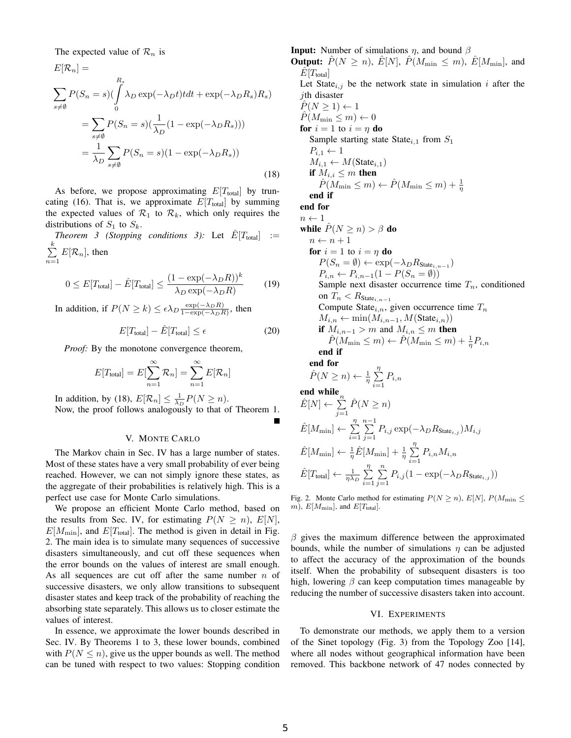The expected value of $\mathcal{R}_n$ is

$$
\begin{aligned}
&E[\mathcal{R}_n] = \\
&\sum_{s\neq\emptyset} P(S_n = s)(\int_0^{R_s} \lambda_D \exp(-\lambda_D t) t dt + \exp(-\lambda_D R_s) R_s) \\
&= \sum_{s\neq\emptyset} P(S_n = s)(\frac{1}{\lambda_D}(1 - \exp(-\lambda_D R_s))) \\
&= \frac{1}{\lambda_D} \sum_{s\neq\emptyset} P(S_n = s)(1 - \exp(-\lambda_D R_s))
\end{aligned}
\tag{18}
$$

As before, we propose approximating $E[T_{\text{total}}]$ by truncating (16). That is, we approximate $E[T_{\text{total}}]$ by summing the expected values of $\mathcal{R}_1$ to $\mathcal{R}_k$, which only requires the distributions of $S_1$ to $S_k$.

*Theorem 3 (Stopping conditions 3):* Let $\hat{E}[T_{\text{total}}] := \sum_{n=1}^{k} E[\mathcal{R}_n]$, then

$$
0 \leq E[T_{\text{total}}] - \hat{E}[T_{\text{total}}] \leq \frac{(1 - \exp(-\lambda_D R))^k}{\lambda_D \exp(-\lambda_D R)} \tag{19}
$$

In addition, if $P(N \geq k) \leq \epsilon \lambda_D \frac{\exp(-\lambda_D R)}{1 - \exp(-\lambda_D R)}$, then

$$
E[T_{\text{total}}] - \hat{E}[T_{\text{total}}] \leq \epsilon \tag{20}
$$

*Proof:* By the monotone convergence theorem,

$$
E[T_{\text{total}}] = E[\sum_{n=1}^{\infty} \mathcal{R}_n] = \sum_{n=1}^{\infty} E[\mathcal{R}_n]
$$

In addition, by (18), $E[\mathcal{R}_n] \leq \frac{1}{\lambda_D} P(N \geq n)$.
Now, the proof follows analogously to that of Theorem 1. ∎

## V. Monte Carlo

The Markov chain in Sec. IV has a large number of states. Most of these states have a very small probability of ever being reached. However, we can not simply ignore these states, as the aggregate of their probabilities is relatively high. This is a perfect use case for Monte Carlo simulations.

We propose an efficient Monte Carlo method, based on the results from Sec. IV, for estimating $P(N \geq n)$, $E[N]$, $E[M_{\min}]$, and $E[T_{\text{total}}]$. The method is given in detail in Fig. 2. The main idea is to simulate many sequences of successive disasters simultaneously, and cut off these sequences when the error bounds on the values of interest are small enough. As all sequences are cut off after the same number $n$ of successive disasters, we only allow transitions to subsequent disaster states and keep track of the probability of reaching the absorbing state separately. This allows us to closer estimate the values of interest.

In essence, we approximate the lower bounds described in Sec. IV. By Theorems 1 to 3, these lower bounds, combined with $P(N \leq n)$, give us the upper bounds as well. The method can be tuned with respect to two values: Stopping condition $\beta$ gives the maximum difference between the approximated bounds, while the number of simulations $\eta$ can be adjusted to affect the accuracy of the approximation of the bounds itself. When the probability of subsequent disasters is too high, lowering $\beta$ can keep computation times manageable by reducing the number of successive disasters taken into account.

**Input:** Number of simulations $\eta$, and bound $\beta$
**Output:** $\hat{P}(N \geq n)$, $\hat{E}[N]$, $\hat{P}(M_{\min} \leq m)$, $\hat{E}[M_{\min}]$, and $\hat{E}[T_{\text{total}}]$

Let $\text{State}_{i,j}$ be the network state in simulation $i$ after the $j$th disaster
$\hat{P}(N \geq 1) \leftarrow 1$
$\hat{P}(M_{\min} \leq m) \leftarrow 0$
**for** $i = 1$ to $i = \eta$ **do**
  Sample starting state $\text{State}_{i,1}$ from $S_1$
  $P_{i,1} \leftarrow 1$
  $M_{i,1} \leftarrow M(\text{State}_{i,1})$
  **if** $M_{i,i} \leq m$ **then**
    $\hat{P}(M_{\min} \leq m) \leftarrow \hat{P}(M_{\min} \leq m) + \frac{1}{\eta}$
  **end if**
**end for**
$n \leftarrow 1$
**while** $\hat{P}(N \geq n) > \beta$ **do**
  $n \leftarrow n + 1$
  **for** $i = 1$ to $i = \eta$ **do**
    $P(S_n = \emptyset) \leftarrow \exp(-\lambda_D R_{\text{State}_{i,n-1}})$
    $P_{i,n} \leftarrow P_{i,n-1}(1 - P(S_n = \emptyset))$
    Sample next disaster occurrence time $T_n$, conditioned on $T_n < R_{\text{State}_{i,n-1}}$
    Compute $\text{State}_{i,n}$, given occurrence time $T_n$
    $M_{i,n} \leftarrow \min(M_{i,n-1}, M(\text{State}_{i,n}))$
    **if** $M_{i,n-1} > m$ and $M_{i,n} \leq m$ **then**
      $\hat{P}(M_{\min} \leq m) \leftarrow \hat{P}(M_{\min} \leq m) + \frac{1}{\eta} P_{i,n}$
    **end if**
  **end for**
  $\hat{P}(N \geq n) \leftarrow \frac{1}{\eta} \sum_{i=1}^{\eta} P_{i,n}$
**end while**
$\hat{E}[N] \leftarrow \sum_{j=1}^{n} \hat{P}(N \geq n)$
$\hat{E}[M_{\min}] \leftarrow \sum_{i=1}^{\eta} \sum_{j=1}^{n-1} P_{i,j} \exp(-\lambda_D R_{\text{State}_{i,j}}) M_{i,j}$
$\hat{E}[M_{\min}] \leftarrow \frac{1}{\eta} \hat{E}[M_{\min}] + \frac{1}{\eta} \sum_{i=1}^{\eta} P_{i,n} M_{i,n}$
$\hat{E}[T_{\text{total}}] \leftarrow \frac{1}{\eta \lambda_D} \sum_{i=1}^{\eta} \sum_{j=1}^{n} P_{i,j}(1 - \exp(-\lambda_D R_{\text{State}_{i,j}}))$

Fig. 2. Monte Carlo method for estimating $P(N \geq n)$, $E[N]$, $P(M_{\min} \leq m)$, $E[M_{\min}]$, and $E[T_{\text{total}}]$.

## VI. Experiments

To demonstrate our methods, we apply them to a version of the Sinet topology (Fig. 3) from the Topology Zoo [14], where all nodes without geographical information have been removed. This backbone network of 47 nodes connected by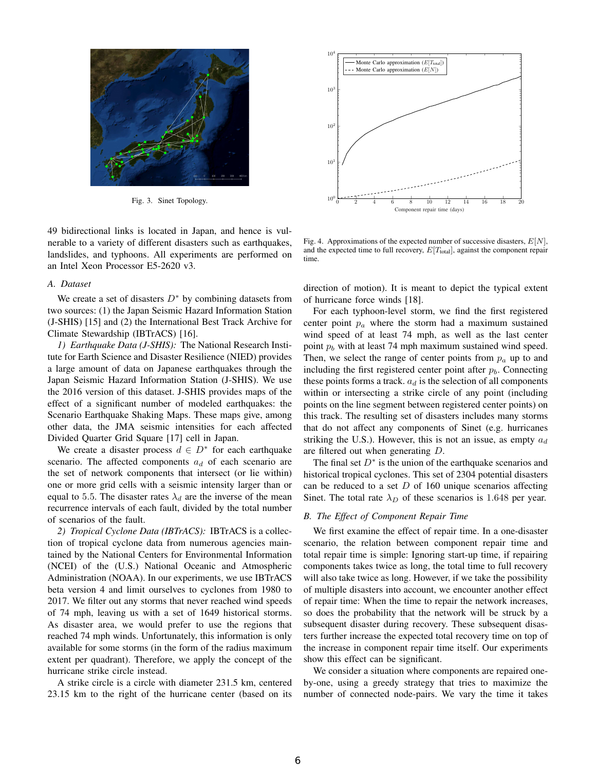Fig. 3. Sinet Topology.

Fig. 4. Approximations of the expected number of successive disasters, $E[N]$, and the expected time to full recovery, $E[T_{\text{total}}]$, against the component repair time.

49 bidirectional links is located in Japan, and hence is vulnerable to a variety of different disasters such as earthquakes, landslides, and typhoons. All experiments are performed on an Intel Xeon Processor E5-2620 v3.

### A. Dataset

We create a set of disasters $D^*$ by combining datasets from two sources: (1) the Japan Seismic Hazard Information Station (J-SHIS) [15] and (2) the International Best Track Archive for Climate Stewardship (IBTrACS) [16].

*1) Earthquake Data (J-SHIS):* The National Research Institute for Earth Science and Disaster Resilience (NIED) provides a large amount of data on Japanese earthquakes through the Japan Seismic Hazard Information Station (J-SHIS). We use the 2016 version of this dataset. J-SHIS provides maps of the effect of a significant number of modeled earthquakes: the Scenario Earthquake Shaking Maps. These maps give, among other data, the JMA seismic intensities for each affected Divided Quarter Grid Square [17] cell in Japan.

We create a disaster process $d \in D^*$ for each earthquake scenario. The affected components $a_d$ of each scenario are the set of network components that intersect (or lie within) one or more grid cells with a seismic intensity larger than or equal to 5.5. The disaster rates $\lambda_d$ are the inverse of the mean recurrence intervals of each fault, divided by the total number of scenarios of the fault.

*2) Tropical Cyclone Data (IBTrACS):* IBTrACS is a collection of tropical cyclone data from numerous agencies maintained by the National Centers for Environmental Information (NCEI) of the (U.S.) National Oceanic and Atmospheric Administration (NOAA). In our experiments, we use IBTrACS beta version 4 and limit ourselves to cyclones from 1980 to 2017. We filter out any storms that never reached wind speeds of 74 mph, leaving us with a set of 1649 historical storms. As disaster area, we would prefer to use the regions that reached 74 mph winds. Unfortunately, this information is only available for some storms (in the form of the radius maximum extent per quadrant). Therefore, we apply the concept of the hurricane strike circle instead.

A strike circle is a circle with diameter 231.5 km, centered 23.15 km to the right of the hurricane center (based on its direction of motion). It is meant to depict the typical extent of hurricane force winds [18].

For each typhoon-level storm, we find the first registered center point $p_a$ where the storm had a maximum sustained wind speed of at least 74 mph, as well as the last center point $p_b$ with at least 74 mph maximum sustained wind speed. Then, we select the range of center points from $p_a$ up to and including the first registered center point after $p_b$. Connecting these points forms a track. $a_d$ is the selection of all components within or intersecting a strike circle of any point (including points on the line segment between registered center points) on this track. The resulting set of disasters includes many storms that do not affect any components of Sinet (e.g. hurricanes striking the U.S.). However, this is not an issue, as empty $a_d$ are filtered out when generating $D$.

The final set $D^*$ is the union of the earthquake scenarios and historical tropical cyclones. This set of 2304 potential disasters can be reduced to a set $D$ of 160 unique scenarios affecting Sinet. The total rate $\lambda_D$ of these scenarios is 1.648 per year.

### B. The Effect of Component Repair Time

We first examine the effect of repair time. In a one-disaster scenario, the relation between component repair time and total repair time is simple: Ignoring start-up time, if repairing components takes twice as long, the total time to full recovery will also take twice as long. However, if we take the possibility of multiple disasters into account, we encounter another effect of repair time: When the time to repair the network increases, so does the probability that the network will be struck by a subsequent disaster during recovery. These subsequent disasters further increase the expected total recovery time on top of the increase in component repair time itself. Our experiments show this effect can be significant.

We consider a situation where components are repaired one-by-one, using a greedy strategy that tries to maximize the number of connected node-pairs. We vary the time it takes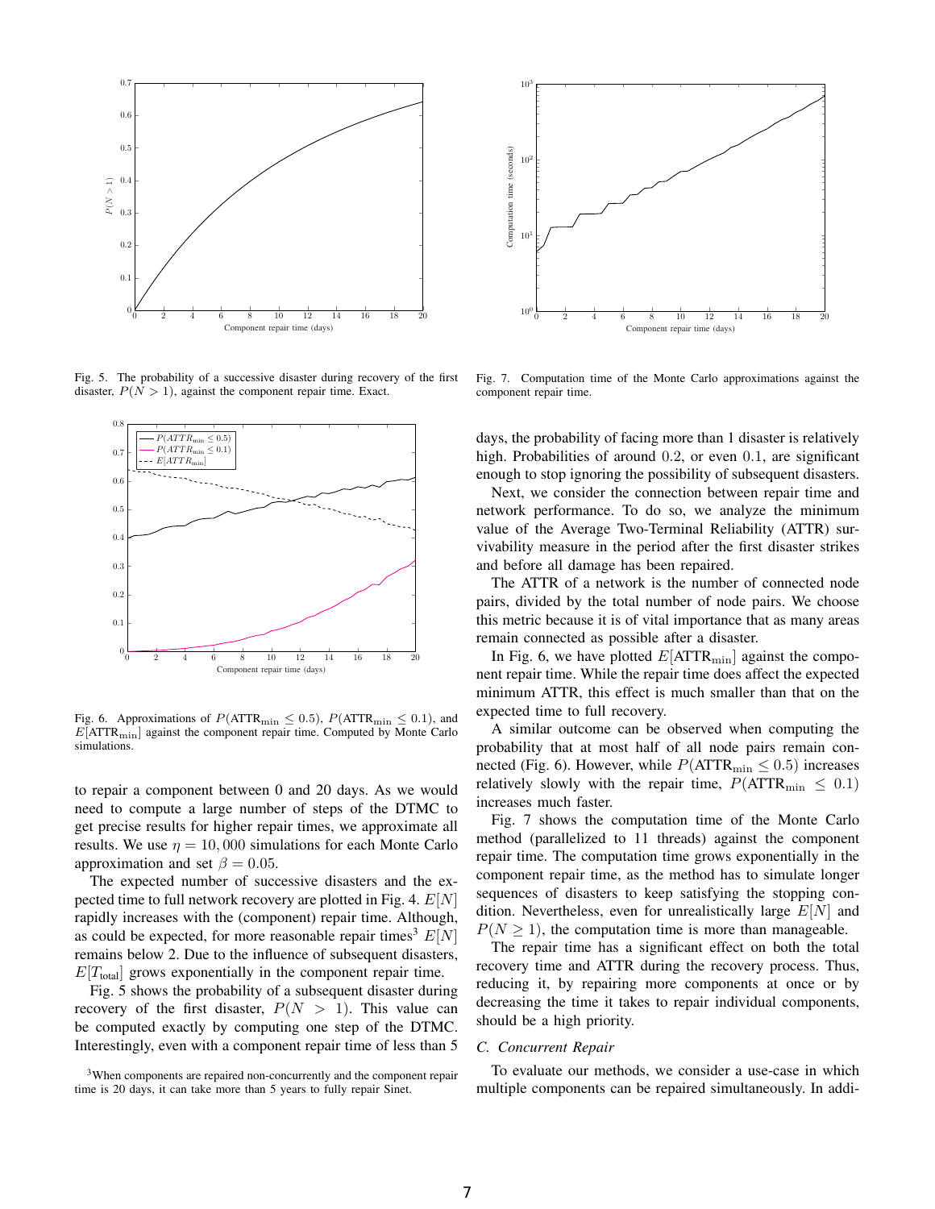Fig. 5. The probability of a successive disaster during recovery of the first disaster, $P(N > 1)$, against the component repair time. Exact.

Fig. 6. Approximations of $P(\text{ATTR}_{\min} \leq 0.5)$, $P(\text{ATTR}_{\min} \leq 0.1)$, and $E[\text{ATTR}_{\min}]$ against the component repair time. Computed by Monte Carlo simulations.

to repair a component between 0 and 20 days. As we would need to compute a large number of steps of the DTMC to get precise results for higher repair times, we approximate all results. We use $\eta = 10,000$ simulations for each Monte Carlo approximation and set $\beta = 0.05$.

The expected number of successive disasters and the expected time to full network recovery are plotted in Fig. 4. $E[N]$ rapidly increases with the (component) repair time. Although, as could be expected, for more reasonable repair times[3] $E[N]$ remains below 2. Due to the influence of subsequent disasters, $E[T_{\text{total}}]$ grows exponentially in the component repair time.

Fig. 5 shows the probability of a subsequent disaster during recovery of the first disaster, $P(N > 1)$. This value can be computed exactly by computing one step of the DTMC. Interestingly, even with a component repair time of less than 5 days, the probability of facing more than 1 disaster is relatively high. Probabilities of around 0.2, or even 0.1, are significant enough to stop ignoring the possibility of subsequent disasters.

[3]When components are repaired non-concurrently and the component repair time is 20 days, it can take more than 5 years to fully repair Sinet.

Fig. 7. Computation time of the Monte Carlo approximations against the component repair time.

Next, we consider the connection between repair time and network performance. To do so, we analyze the minimum value of the Average Two-Terminal Reliability (ATTR) survivability measure in the period after the first disaster strikes and before all damage has been repaired.

The ATTR of a network is the number of connected node pairs, divided by the total number of node pairs. We choose this metric because it is of vital importance that as many areas remain connected as possible after a disaster.

In Fig. 6, we have plotted $E[\text{ATTR}_{\min}]$ against the component repair time. While the repair time does affect the expected minimum ATTR, this effect is much smaller than that on the expected time to full recovery.

A similar outcome can be observed when computing the probability that at most half of all node pairs remain connected (Fig. 6). However, while $P(\text{ATTR}_{\min} \leq 0.5)$ increases relatively slowly with the repair time, $P(\text{ATTR}_{\min} \leq 0.1)$ increases much faster.

Fig. 7 shows the computation time of the Monte Carlo method (parallelized to 11 threads) against the component repair time. The computation time grows exponentially in the component repair time, as the method has to simulate longer sequences of disasters to keep satisfying the stopping condition. Nevertheless, even for unrealistically large $E[N]$ and $P(N \geq 1)$, the computation time is more than manageable.

The repair time has a significant effect on both the total recovery time and ATTR during the recovery process. Thus, reducing it, by repairing more components at once or by decreasing the time it takes to repair individual components, should be a high priority.

### C. Concurrent Repair

To evaluate our methods, we consider a use-case in which multiple components can be repaired simultaneously. In addi-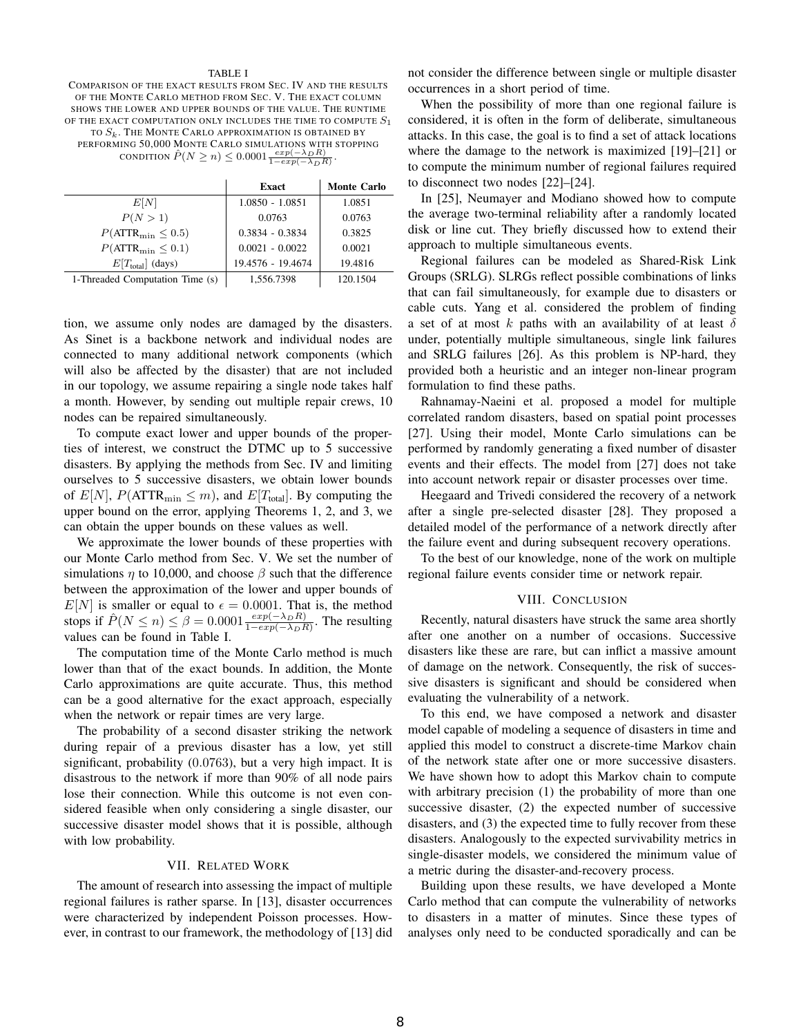TABLE I

COMPARISON OF THE EXACT RESULTS FROM SEC. IV AND THE RESULTS OF THE MONTE CARLO METHOD FROM SEC. V. THE EXACT COLUMN SHOWS THE LOWER AND UPPER BOUNDS OF THE VALUE. THE RUNTIME OF THE EXACT COMPUTATION ONLY INCLUDES THE TIME TO COMPUTE $S_1$ TO $S_k$. THE MONTE CARLO APPROXIMATION IS OBTAINED BY PERFORMING 50,000 MONTE CARLO SIMULATIONS WITH STOPPING CONDITION $\hat{P}(N \geq n) \leq 0.0001 \frac{exp(-\lambda_D R)}{1-exp(-\lambda_D R)}$.

| | **Exact** | **Monte Carlo** |
|---|---|---|
| $E[N]$ | 1.0850 - 1.0851 | 1.0851 |
| $P(N > 1)$ | 0.0763 | 0.0763 |
| $P(\text{ATTR}_{\min} \leq 0.5)$ | 0.3834 - 0.3834 | 0.3825 |
| $P(\text{ATTR}_{\min} \leq 0.1)$ | 0.0021 - 0.0022 | 0.0021 |
| $E[T_{\text{total}}]$ (days) | 19.4576 - 19.4674 | 19.4816 |
| 1-Threaded Computation Time (s) | 1,556.7398 | 120.1504 |

tion, we assume only nodes are damaged by the disasters. As Sinet is a backbone network and individual nodes are connected to many additional network components (which will also be affected by the disaster) that are not included in our topology, we assume repairing a single node takes half a month. However, by sending out multiple repair crews, 10 nodes can be repaired simultaneously.

To compute exact lower and upper bounds of the properties of interest, we construct the DTMC up to 5 successive disasters. By applying the methods from Sec. IV and limiting ourselves to 5 successive disasters, we obtain lower bounds of $E[N]$, $P(\text{ATTR}_{\min} \leq m)$, and $E[T_{\text{total}}]$. By computing the upper bound on the error, applying Theorems 1, 2, and 3, we can obtain the upper bounds on these values as well.

We approximate the lower bounds of these properties with our Monte Carlo method from Sec. V. We set the number of simulations $\eta$ to 10,000, and choose $\beta$ such that the difference between the approximation of the lower and upper bounds of $E[N]$ is smaller or equal to $\epsilon = 0.0001$. That is, the method stops if $\hat{P}(N \leq n) \leq \beta = 0.0001 \frac{exp(-\lambda_D R)}{1-exp(-\lambda_D R)}$. The resulting values can be found in Table I.

The computation time of the Monte Carlo method is much lower than that of the exact bounds. In addition, the Monte Carlo approximations are quite accurate. Thus, this method can be a good alternative for the exact approach, especially when the network or repair times are very large.

The probability of a second disaster striking the network during repair of a previous disaster has a low, yet still significant, probability (0.0763), but a very high impact. It is disastrous to the network if more than 90% of all node pairs lose their connection. While this outcome is not even considered feasible when only considering a single disaster, our successive disaster model shows that it is possible, although with low probability.

## VII. Related Work

The amount of research into assessing the impact of multiple regional failures is rather sparse. In [13], disaster occurrences were characterized by independent Poisson processes. However, in contrast to our framework, the methodology of [13] did not consider the difference between single or multiple disaster occurrences in a short period of time.

When the possibility of more than one regional failure is considered, it is often in the form of deliberate, simultaneous attacks. In this case, the goal is to find a set of attack locations where the damage to the network is maximized [19]–[21] or to compute the minimum number of regional failures required to disconnect two nodes [22]–[24].

In [25], Neumayer and Modiano showed how to compute the average two-terminal reliability after a randomly located disk or line cut. They briefly discussed how to extend their approach to multiple simultaneous events.

Regional failures can be modeled as Shared-Risk Link Groups (SRLG). SLRGs reflect possible combinations of links that can fail simultaneously, for example due to disasters or cable cuts. Yang et al. considered the problem of finding a set of at most $k$ paths with an availability of at least $\delta$ under, potentially multiple simultaneous, single link failures and SRLG failures [26]. As this problem is NP-hard, they provided both a heuristic and an integer non-linear program formulation to find these paths.

Rahnamay-Naeini et al. proposed a model for multiple correlated random disasters, based on spatial point processes [27]. Using their model, Monte Carlo simulations can be performed by randomly generating a fixed number of disaster events and their effects. The model from [27] does not take into account network repair or disaster processes over time.

Heegaard and Trivedi considered the recovery of a network after a single pre-selected disaster [28]. They proposed a detailed model of the performance of a network directly after the failure event and during subsequent recovery operations.

To the best of our knowledge, none of the work on multiple regional failure events consider time or network repair.

## VIII. Conclusion

Recently, natural disasters have struck the same area shortly after one another on a number of occasions. Successive disasters like these are rare, but can inflict a massive amount of damage on the network. Consequently, the risk of successive disasters is significant and should be considered when evaluating the vulnerability of a network.

To this end, we have composed a network and disaster model capable of modeling a sequence of disasters in time and applied this model to construct a discrete-time Markov chain of the network state after one or more successive disasters. We have shown how to adopt this Markov chain to compute with arbitrary precision (1) the probability of more than one successive disaster, (2) the expected number of successive disasters, and (3) the expected time to fully recover from these disasters. Analogously to the expected survivability metrics in single-disaster models, we considered the minimum value of a metric during the disaster-and-recovery process.

Building upon these results, we have developed a Monte Carlo method that can compute the vulnerability of networks to disasters in a matter of minutes. Since these types of analyses only need to be conducted sporadically and can be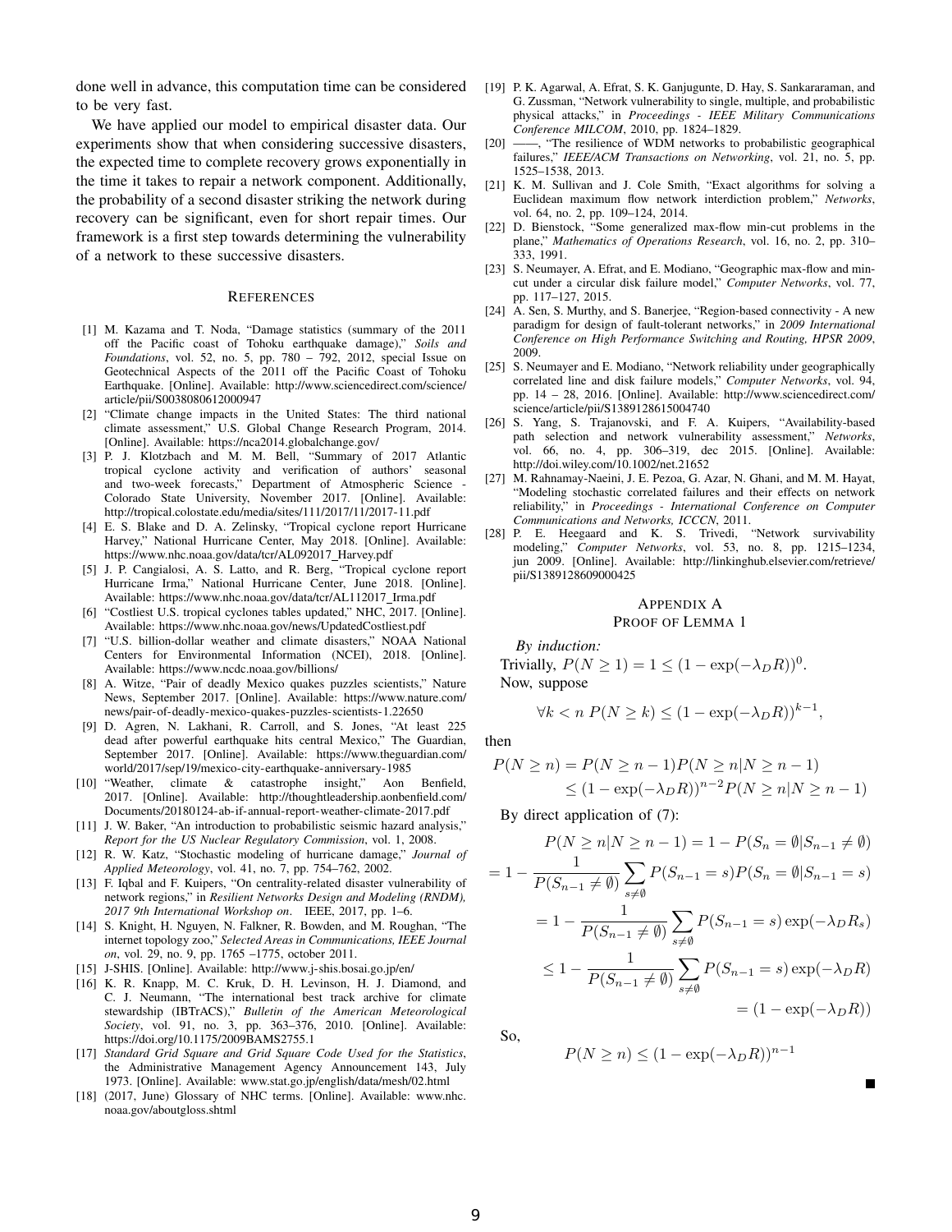done well in advance, this computation time can be considered to be very fast.

We have applied our model to empirical disaster data. Our experiments show that when considering successive disasters, the expected time to complete recovery grows exponentially in the time it takes to repair a network component. Additionally, the probability of a second disaster striking the network during recovery can be significant, even for short repair times. Our framework is a first step towards determining the vulnerability of a network to these successive disasters.

## References

[1] M. Kazama and T. Noda, "Damage statistics (summary of the 2011 off the Pacific coast of Tohoku earthquake damage)," *Soils and Foundations*, vol. 52, no. 5, pp. 780 – 792, 2012, special Issue on Geotechnical Aspects of the 2011 off the Pacific Coast of Tohoku Earthquake. [Online]. Available: http://www.sciencedirect.com/science/article/pii/S0038080612000947

[2] "Climate change impacts in the United States: The third national climate assessment," U.S. Global Change Research Program, 2014. [Online]. Available: https://nca2014.globalchange.gov/

[3] P. J. Klotzbach and M. M. Bell, "Summary of 2017 Atlantic tropical cyclone activity and verification of authors' seasonal and two-week forecasts," Department of Atmospheric Science - Colorado State University, November 2017. [Online]. Available: http://tropical.colostate.edu/media/sites/111/2017/11/2017-11.pdf

[4] E. S. Blake and D. A. Zelinsky, "Tropical cyclone report Hurricane Harvey," National Hurricane Center, May 2018. [Online]. Available: https://www.nhc.noaa.gov/data/tcr/AL092017_Harvey.pdf

[5] J. P. Cangialosi, A. S. Latto, and R. Berg, "Tropical cyclone report Hurricane Irma," National Hurricane Center, June 2018. [Online]. Available: https://www.nhc.noaa.gov/data/tcr/AL112017_Irma.pdf

[6] "Costliest U.S. tropical cyclones tables updated," NHC, 2017. [Online]. Available: https://www.nhc.noaa.gov/news/UpdatedCostliest.pdf

[7] "U.S. billion-dollar weather and climate disasters," NOAA National Centers for Environmental Information (NCEI), 2018. [Online]. Available: https://www.ncdc.noaa.gov/billions/

[8] A. Witze, "Pair of deadly Mexico quakes puzzles scientists," Nature News, September 2017. [Online]. Available: https://www.nature.com/news/pair-of-deadly-mexico-quakes-puzzles-scientists-1.22650

[9] D. Agren, N. Lakhani, R. Carroll, and S. Jones, "At least 225 dead after powerful earthquake hits central Mexico," The Guardian, September 2017. [Online]. Available: https://www.theguardian.com/world/2017/sep/19/mexico-city-earthquake-anniversary-1985

[10] "Weather, climate & catastrophe insight," Aon Benfield, 2017. [Online]. Available: http://thoughtleadership.aonbenfield.com/Documents/20180124-ab-if-annual-report-weather-climate-2017.pdf

[11] J. W. Baker, "An introduction to probabilistic seismic hazard analysis," *Report for the US Nuclear Regulatory Commission*, vol. 1, 2008.

[12] R. W. Katz, "Stochastic modeling of hurricane damage," *Journal of Applied Meteorology*, vol. 41, no. 7, pp. 754–762, 2002.

[13] F. Iqbal and F. Kuipers, "On centrality-related disaster vulnerability of network regions," in *Resilient Networks Design and Modeling (RNDM), 2017 9th International Workshop on*. IEEE, 2017, pp. 1–6.

[14] S. Knight, H. Nguyen, N. Falkner, R. Bowden, and M. Roughan, "The internet topology zoo," *Selected Areas in Communications, IEEE Journal on*, vol. 29, no. 9, pp. 1765 –1775, october 2011.

[15] J-SHIS. [Online]. Available: http://www.j-shis.bosai.go.jp/en/

[16] K. R. Knapp, M. C. Kruk, D. H. Levinson, H. J. Diamond, and C. J. Neumann, "The international best track archive for climate stewardship (IBTrACS)," *Bulletin of the American Meteorological Society*, vol. 91, no. 3, pp. 363–376, 2010. [Online]. Available: https://doi.org/10.1175/2009BAMS2755.1

[17] *Standard Grid Square and Grid Square Code Used for the Statistics*, the Administrative Management Agency Announcement 143, July 1973. [Online]. Available: www.stat.go.jp/english/data/mesh/02.html

[18] (2017, June) Glossary of NHC terms. [Online]. Available: www.nhc.noaa.gov/aboutgloss.shtml

[19] P. K. Agarwal, A. Efrat, S. K. Ganjugunte, D. Hay, S. Sankararaman, and G. Zussman, "Network vulnerability to single, multiple, and probabilistic physical attacks," in *Proceedings - IEEE Military Communications Conference MILCOM*, 2010, pp. 1824–1829.

[20] ——, "The resilience of WDM networks to probabilistic geographical failures," *IEEE/ACM Transactions on Networking*, vol. 21, no. 5, pp. 1525–1538, 2013.

[21] K. M. Sullivan and J. Cole Smith, "Exact algorithms for solving a Euclidean maximum flow network interdiction problem," *Networks*, vol. 64, no. 2, pp. 109–124, 2014.

[22] D. Bienstock, "Some generalized max-flow min-cut problems in the plane," *Mathematics of Operations Research*, vol. 16, no. 2, pp. 310–333, 1991.

[23] S. Neumayer, A. Efrat, and E. Modiano, "Geographic max-flow and min-cut under a circular disk failure model," *Computer Networks*, vol. 77, pp. 117–127, 2015.

[24] A. Sen, S. Murthy, and S. Banerjee, "Region-based connectivity - A new paradigm for design of fault-tolerant networks," in *2009 International Conference on High Performance Switching and Routing, HPSR 2009*, 2009.

[25] S. Neumayer and E. Modiano, "Network reliability under geographically correlated line and disk failure models," *Computer Networks*, vol. 94, pp. 14 – 28, 2016. [Online]. Available: http://www.sciencedirect.com/science/article/pii/S1389128615004740

[26] S. Yang, S. Trajanovski, and F. A. Kuipers, "Availability-based path selection and network vulnerability assessment," *Networks*, vol. 66, no. 4, pp. 306–319, dec 2015. [Online]. Available: http://doi.wiley.com/10.1002/net.21652

[27] M. Rahnamay-Naeini, J. E. Pezoa, G. Azar, N. Ghani, and M. M. Hayat, "Modeling stochastic correlated failures and their effects on network reliability," in *Proceedings - International Conference on Computer Communications and Networks, ICCCN*, 2011.

[28] P. E. Heegaard and K. S. Trivedi, "Network survivability modeling," *Computer Networks*, vol. 53, no. 8, pp. 1215–1234, jun 2009. [Online]. Available: http://linkinghub.elsevier.com/retrieve/pii/S1389128609000425

## Appendix A
## Proof of Lemma 1

*By induction:*

Trivially, $P(N \geq 1) = 1 \leq (1 - \exp(-\lambda_D R))^0$.

Now, suppose

$$\forall k < n \; P(N \geq k) \leq (1 - \exp(-\lambda_D R))^{k-1},$$

then

$$\begin{aligned} P(N \geq n) &= P(N \geq n-1) P(N \geq n | N \geq n-1) \\ &\leq (1 - \exp(-\lambda_D R))^{n-2} P(N \geq n | N \geq n-1) \end{aligned}$$

By direct application of (7):

$$\begin{aligned} & P(N \geq n | N \geq n-1) = 1 - P(S_n = \emptyset | S_{n-1} \neq \emptyset) \\ &= 1 - \frac{1}{P(S_{n-1} \neq \emptyset)} \sum_{s \neq \emptyset} P(S_{n-1} = s) P(S_n = \emptyset | S_{n-1} = s) \\ &= 1 - \frac{1}{P(S_{n-1} \neq \emptyset)} \sum_{s \neq \emptyset} P(S_{n-1} = s) \exp(-\lambda_D R_s) \\ &\leq 1 - \frac{1}{P(S_{n-1} \neq \emptyset)} \sum_{s \neq \emptyset} P(S_{n-1} = s) \exp(-\lambda_D R) \\ &= (1 - \exp(-\lambda_D R)) \end{aligned}$$

So,

$$P(N \geq n) \leq (1 - \exp(-\lambda_D R))^{n-1}$$

■